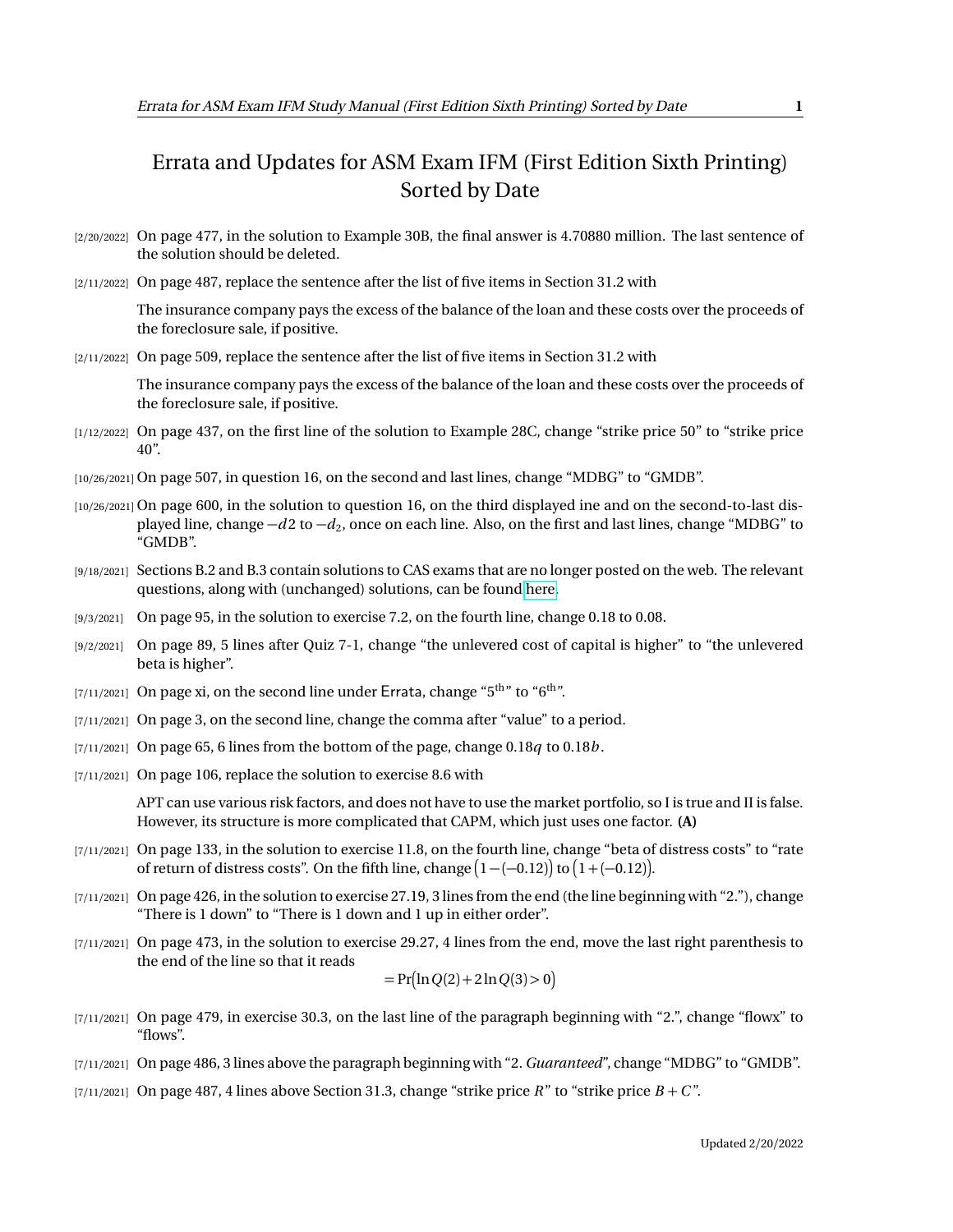# Errata and Updates for ASM Exam IFM (First Edition Sixth Printing) Sorted by Date

[2/20/2022] On page 477, in the solution to Example 30B, the final answer is 4.70880 million. The last sentence of the solution should be deleted.

[2/11/2022] On page 487, replace the sentence after the list of five items in Section 31.2 with

> The insurance company pays the excess of the balance of the loan and these costs over the proceeds of the foreclosure sale, if positive.

[2/11/2022] On page 509, replace the sentence after the list of five items in Section 31.2 with

> The insurance company pays the excess of the balance of the loan and these costs over the proceeds of the foreclosure sale, if positive.

[1/12/2022] On page 437, on the first line of the solution to Example 28C, change "strike price 50" to "strike price 40".

[10/26/2021] On page 507, in question 16, on the second and last lines, change "MDBG" to "GMDB".

[10/26/2021] On page 600, in the solution to question 16, on the third displayed ine and on the second-to-last displayed line, change $-d2$ to $-d_2$, once on each line. Also, on the first and last lines, change "MDBG" to "GMDB".

[9/18/2021] Sections B.2 and B.3 contain solutions to CAS exams that are no longer posted on the web. The relevant questions, along with (unchanged) solutions, can be found here.

[9/3/2021] On page 95, in the solution to exercise 7.2, on the fourth line, change 0.18 to 0.08.

[9/2/2021] On page 89, 5 lines after Quiz 7-1, change "the unlevered cost of capital is higher" to "the unlevered beta is higher".

[7/11/2021] On page xi, on the second line under Errata, change "$5^{\text{th}}$" to "$6^{\text{th}}$".

[7/11/2021] On page 3, on the second line, change the comma after "value" to a period.

[7/11/2021] On page 65, 6 lines from the bottom of the page, change $0.18q$ to $0.18b$.

[7/11/2021] On page 106, replace the solution to exercise 8.6 with

> APT can use various risk factors, and does not have to use the market portfolio, so I is true and II is false. However, its structure is more complicated that CAPM, which just uses one factor. **(A)**

[7/11/2021] On page 133, in the solution to exercise 11.8, on the fourth line, change "beta of distress costs" to "rate of return of distress costs". On the fifth line, change $\big(1-(-0.12)\big)$ to $\big(1+(-0.12)\big)$.

[7/11/2021] On page 426, in the solution to exercise 27.19, 3 lines from the end (the line beginning with "2."), change "There is 1 down" to "There is 1 down and 1 up in either order".

[7/11/2021] On page 473, in the solution to exercise 29.27, 4 lines from the end, move the last right parenthesis to the end of the line so that it reads

$$= \Pr\big(\ln Q(2) + 2\ln Q(3) > 0\big)$$

[7/11/2021] On page 479, in exercise 30.3, on the last line of the paragraph beginning with "2.", change "flowx" to "flows".

[7/11/2021] On page 486, 3 lines above the paragraph beginning with "2. *Guaranteed*", change "MDBG" to "GMDB".

[7/11/2021] On page 487, 4 lines above Section 31.3, change "strike price $R$" to "strike price $B+C$".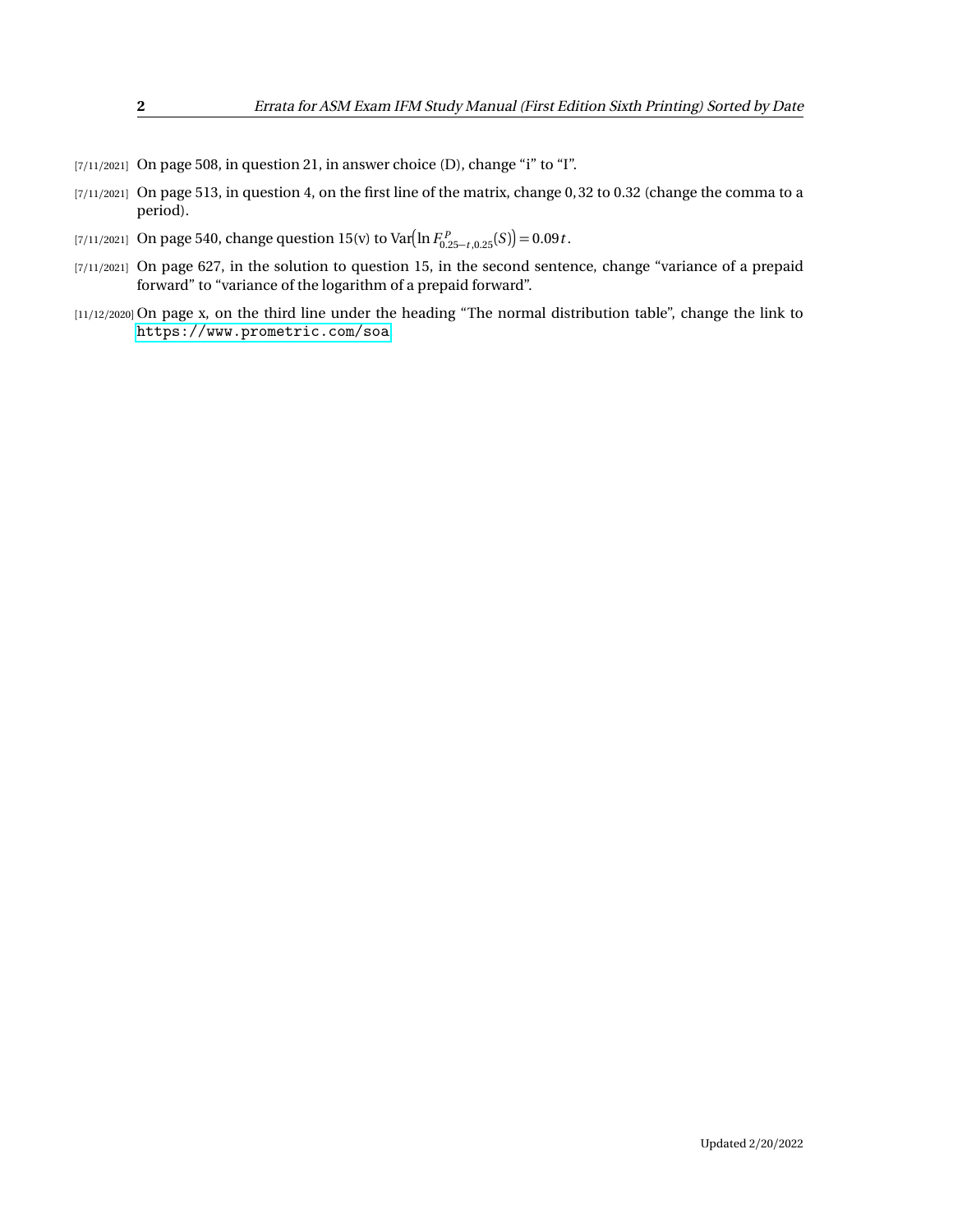[7/11/2021] On page 508, in question 21, in answer choice (D), change "i" to "I".

[7/11/2021] On page 513, in question 4, on the first line of the matrix, change 0,32 to 0.32 (change the comma to a period).

[7/11/2021] On page 540, change question 15(v) to $\operatorname{Var}\left(\ln F^{P}_{0.25-t,0.25}(S)\right) = 0.09t$.

[7/11/2021] On page 627, in the solution to question 15, in the second sentence, change "variance of a prepaid forward" to "variance of the logarithm of a prepaid forward".

[11/12/2020] On page x, on the third line under the heading "The normal distribution table", change the link to `https://www.prometric.com/soa`

Updated 2/20/2022